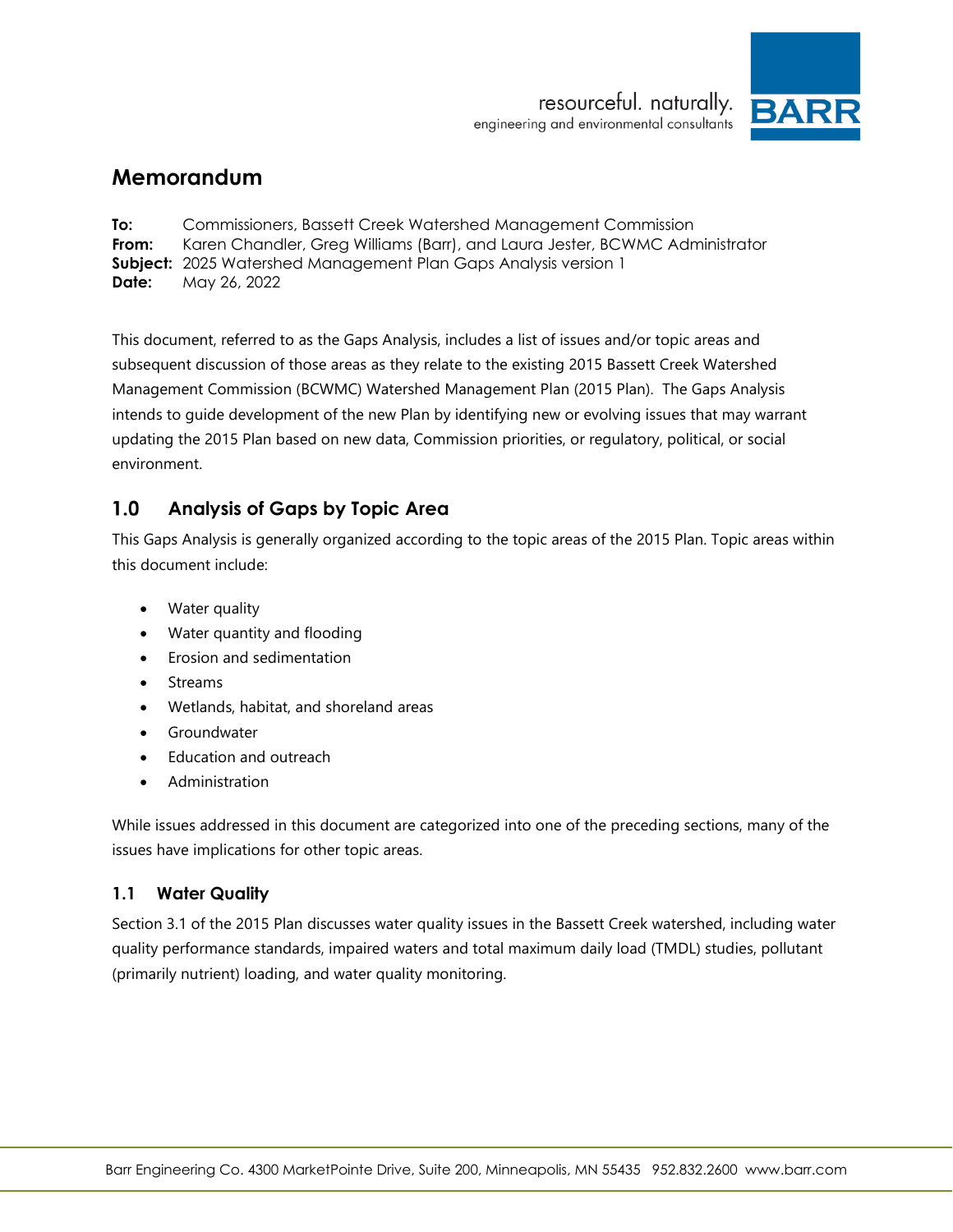resourceful. naturally.
engineering and environmental consultants

# Memorandum

**To:** Commissioners, Bassett Creek Watershed Management Commission
**From:** Karen Chandler, Greg Williams (Barr), and Laura Jester, BCWMC Administrator
**Subject:** 2025 Watershed Management Plan Gaps Analysis version 1
**Date:** May 26, 2022

This document, referred to as the Gaps Analysis, includes a list of issues and/or topic areas and subsequent discussion of those areas as they relate to the existing 2015 Bassett Creek Watershed Management Commission (BCWMC) Watershed Management Plan (2015 Plan). The Gaps Analysis intends to guide development of the new Plan by identifying new or evolving issues that may warrant updating the 2015 Plan based on new data, Commission priorities, or regulatory, political, or social environment.

## 1.0 Analysis of Gaps by Topic Area

This Gaps Analysis is generally organized according to the topic areas of the 2015 Plan. Topic areas within this document include:

- Water quality
- Water quantity and flooding
- Erosion and sedimentation
- Streams
- Wetlands, habitat, and shoreland areas
- Groundwater
- Education and outreach
- Administration

While issues addressed in this document are categorized into one of the preceding sections, many of the issues have implications for other topic areas.

### 1.1 Water Quality

Section 3.1 of the 2015 Plan discusses water quality issues in the Bassett Creek watershed, including water quality performance standards, impaired waters and total maximum daily load (TMDL) studies, pollutant (primarily nutrient) loading, and water quality monitoring.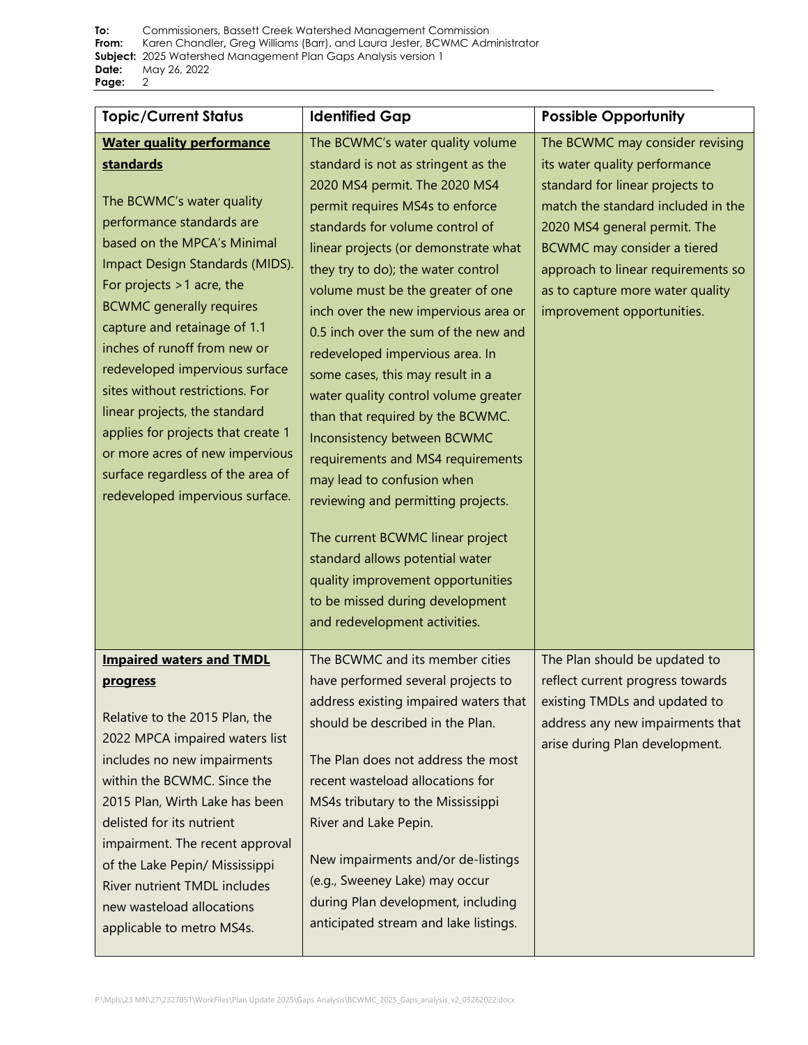**To:** Commissioners, Bassett Creek Watershed Management Commission
**From:** Karen Chandler, Greg Williams (Barr), and Laura Jester, BCWMC Administrator
**Subject:** 2025 Watershed Management Plan Gaps Analysis version 1
**Date:** May 26, 2022

| Topic/Current Status | Identified Gap | Possible Opportunity |
|---|---|---|
| **Water quality performance standards**<br><br>The BCWMC's water quality performance standards are based on the MPCA's Minimal Impact Design Standards (MIDS). For projects >1 acre, the BCWMC generally requires capture and retainage of 1.1 inches of runoff from new or redeveloped impervious surface sites without restrictions. For linear projects, the standard applies for projects that create 1 or more acres of new impervious surface regardless of the area of redeveloped impervious surface. | The BCWMC's water quality volume standard is not as stringent as the 2020 MS4 permit. The 2020 MS4 permit requires MS4s to enforce standards for volume control of linear projects (or demonstrate what they try to do); the water control volume must be the greater of one inch over the new impervious area or 0.5 inch over the sum of the new and redeveloped impervious area. In some cases, this may result in a water quality control volume greater than that required by the BCWMC. Inconsistency between BCWMC requirements and MS4 requirements may lead to confusion when reviewing and permitting projects.<br><br>The current BCWMC linear project standard allows potential water quality improvement opportunities to be missed during development and redevelopment activities. | The BCWMC may consider revising its water quality performance standard for linear projects to match the standard included in the 2020 MS4 general permit. The BCWMC may consider a tiered approach to linear requirements so as to capture more water quality improvement opportunities. |
| **Impaired waters and TMDL progress**<br><br>Relative to the 2015 Plan, the 2022 MPCA impaired waters list includes no new impairments within the BCWMC. Since the 2015 Plan, Wirth Lake has been delisted for its nutrient impairment. The recent approval of the Lake Pepin/ Mississippi River nutrient TMDL includes new wasteload allocations applicable to metro MS4s. | The BCWMC and its member cities have performed several projects to address existing impaired waters that should be described in the Plan.<br><br>The Plan does not address the most recent wasteload allocations for MS4s tributary to the Mississippi River and Lake Pepin.<br><br>New impairments and/or de-listings (e.g., Sweeney Lake) may occur during Plan development, including anticipated stream and lake listings. | The Plan should be updated to reflect current progress towards existing TMDLs and updated to address any new impairments that arise during Plan development. |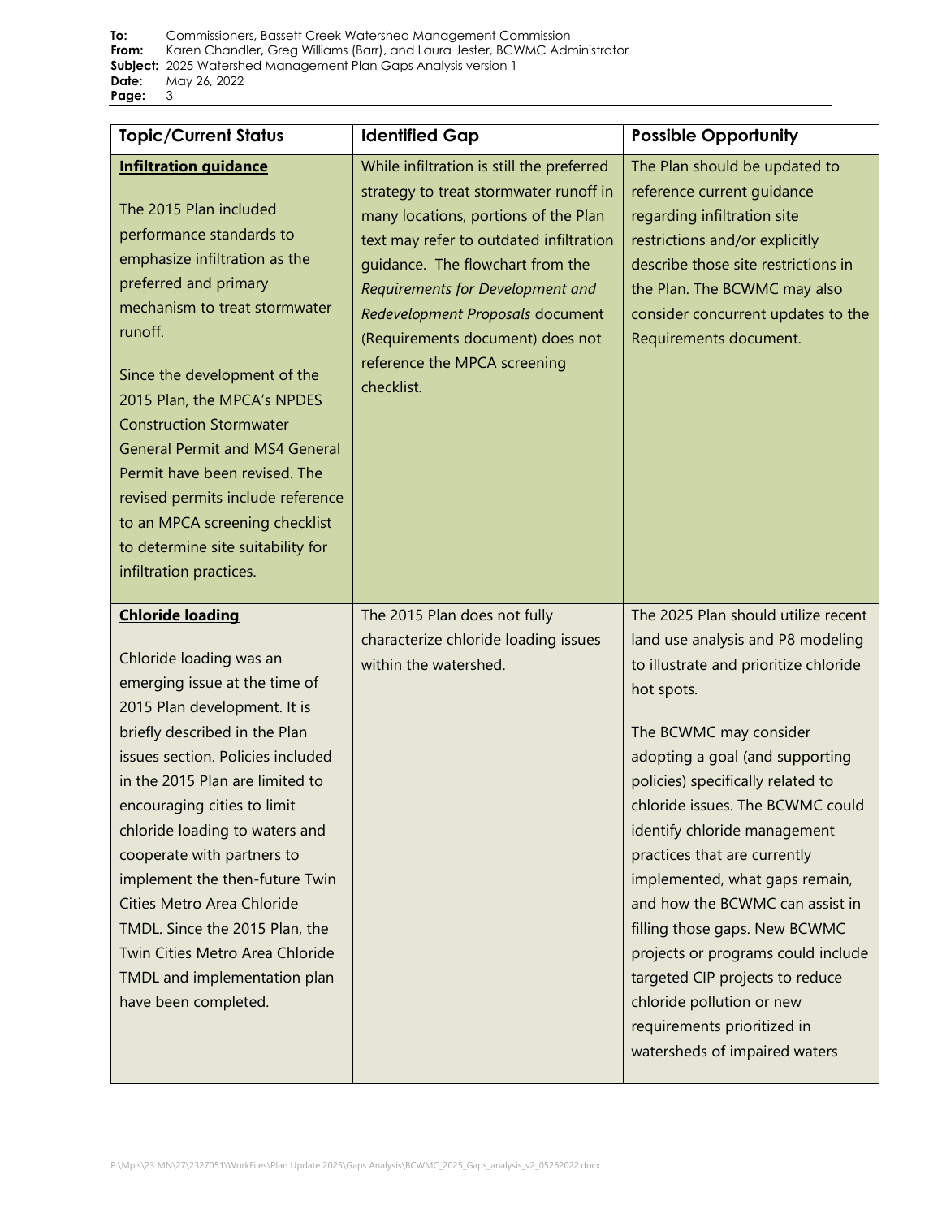| Topic/Current Status | Identified Gap | Possible Opportunity |
|---|---|---|
| **Infiltration guidance**<br><br>The 2015 Plan included performance standards to emphasize infiltration as the preferred and primary mechanism to treat stormwater runoff.<br><br>Since the development of the 2015 Plan, the MPCA's NPDES Construction Stormwater General Permit and MS4 General Permit have been revised. The revised permits include reference to an MPCA screening checklist to determine site suitability for infiltration practices. | While infiltration is still the preferred strategy to treat stormwater runoff in many locations, portions of the Plan text may refer to outdated infiltration guidance. The flowchart from the *Requirements for Development and Redevelopment Proposals* document (Requirements document) does not reference the MPCA screening checklist. | The Plan should be updated to reference current guidance regarding infiltration site restrictions and/or explicitly describe those site restrictions in the Plan. The BCWMC may also consider concurrent updates to the Requirements document. |
| **Chloride loading**<br><br>Chloride loading was an emerging issue at the time of 2015 Plan development. It is briefly described in the Plan issues section. Policies included in the 2015 Plan are limited to encouraging cities to limit chloride loading to waters and cooperate with partners to implement the then-future Twin Cities Metro Area Chloride TMDL. Since the 2015 Plan, the Twin Cities Metro Area Chloride TMDL and implementation plan have been completed. | The 2015 Plan does not fully characterize chloride loading issues within the watershed. | The 2025 Plan should utilize recent land use analysis and P8 modeling to illustrate and prioritize chloride hot spots.<br><br>The BCWMC may consider adopting a goal (and supporting policies) specifically related to chloride issues. The BCWMC could identify chloride management practices that are currently implemented, what gaps remain, and how the BCWMC can assist in filling those gaps. New BCWMC projects or programs could include targeted CIP projects to reduce chloride pollution or new requirements prioritized in watersheds of impaired waters |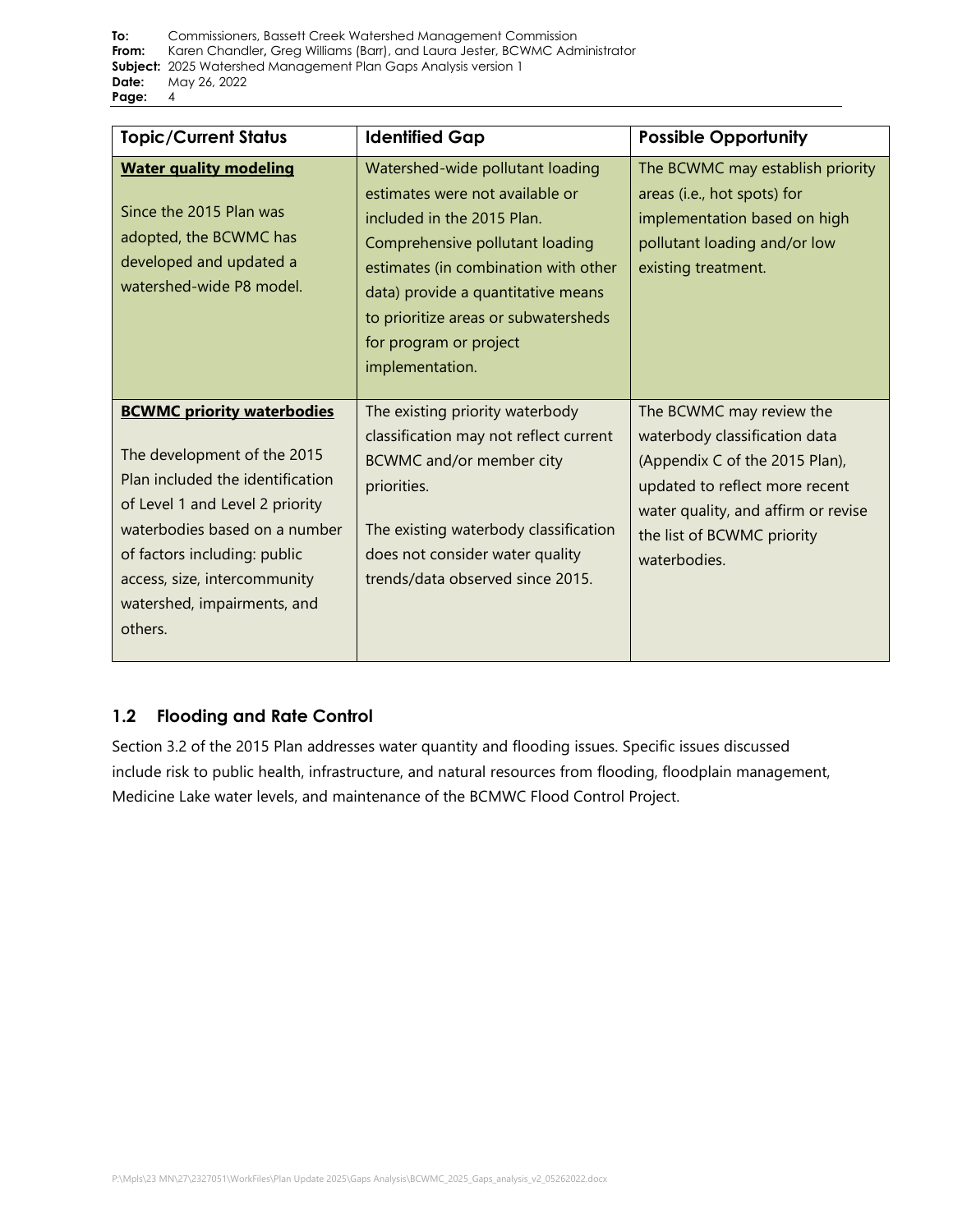| Topic/Current Status | Identified Gap | Possible Opportunity |
|---|---|---|
| **Water quality modeling**<br><br>Since the 2015 Plan was adopted, the BCWMC has developed and updated a watershed-wide P8 model. | Watershed-wide pollutant loading estimates were not available or included in the 2015 Plan. Comprehensive pollutant loading estimates (in combination with other data) provide a quantitative means to prioritize areas or subwatersheds for program or project implementation. | The BCWMC may establish priority areas (i.e., hot spots) for implementation based on high pollutant loading and/or low existing treatment. |
| **BCWMC priority waterbodies**<br><br>The development of the 2015 Plan included the identification of Level 1 and Level 2 priority waterbodies based on a number of factors including: public access, size, intercommunity watershed, impairments, and others. | The existing priority waterbody classification may not reflect current BCWMC and/or member city priorities.<br><br>The existing waterbody classification does not consider water quality trends/data observed since 2015. | The BCWMC may review the waterbody classification data (Appendix C of the 2015 Plan), updated to reflect more recent water quality, and affirm or revise the list of BCWMC priority waterbodies. |

## 1.2 Flooding and Rate Control

Section 3.2 of the 2015 Plan addresses water quantity and flooding issues. Specific issues discussed include risk to public health, infrastructure, and natural resources from flooding, floodplain management, Medicine Lake water levels, and maintenance of the BCMWC Flood Control Project.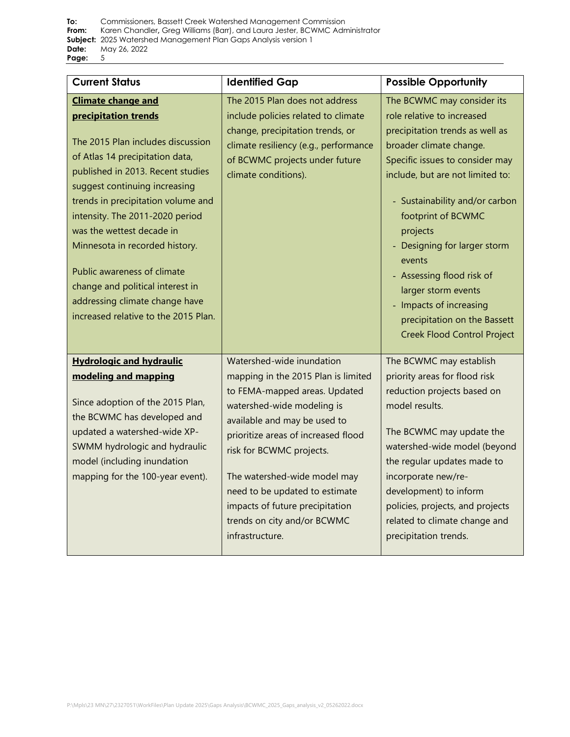| Current Status | Identified Gap | Possible Opportunity |
|---|---|---|
| **<u>Climate change and precipitation trends</u>**<br><br>The 2015 Plan includes discussion of Atlas 14 precipitation data, published in 2013. Recent studies suggest continuing increasing trends in precipitation volume and intensity. The 2011-2020 period was the wettest decade in Minnesota in recorded history.<br><br>Public awareness of climate change and political interest in addressing climate change have increased relative to the 2015 Plan. | The 2015 Plan does not address include policies related to climate change, precipitation trends, or climate resiliency (e.g., performance of BCWMC projects under future climate conditions). | The BCWMC may consider its role relative to increased precipitation trends as well as broader climate change. Specific issues to consider may include, but are not limited to:<br><br>- Sustainability and/or carbon footprint of BCWMC projects<br>- Designing for larger storm events<br>- Assessing flood risk of larger storm events<br>- Impacts of increasing precipitation on the Bassett Creek Flood Control Project |
| **<u>Hydrologic and hydraulic modeling and mapping</u>**<br><br>Since adoption of the 2015 Plan, the BCWMC has developed and updated a watershed-wide XP-SWMM hydrologic and hydraulic model (including inundation mapping for the 100-year event). | Watershed-wide inundation mapping in the 2015 Plan is limited to FEMA-mapped areas. Updated watershed-wide modeling is available and may be used to prioritize areas of increased flood risk for BCWMC projects.<br><br>The watershed-wide model may need to be updated to estimate impacts of future precipitation trends on city and/or BCWMC infrastructure. | The BCWMC may establish priority areas for flood risk reduction projects based on model results.<br><br>The BCWMC may update the watershed-wide model (beyond the regular updates made to incorporate new/re-development) to inform policies, projects, and projects related to climate change and precipitation trends. |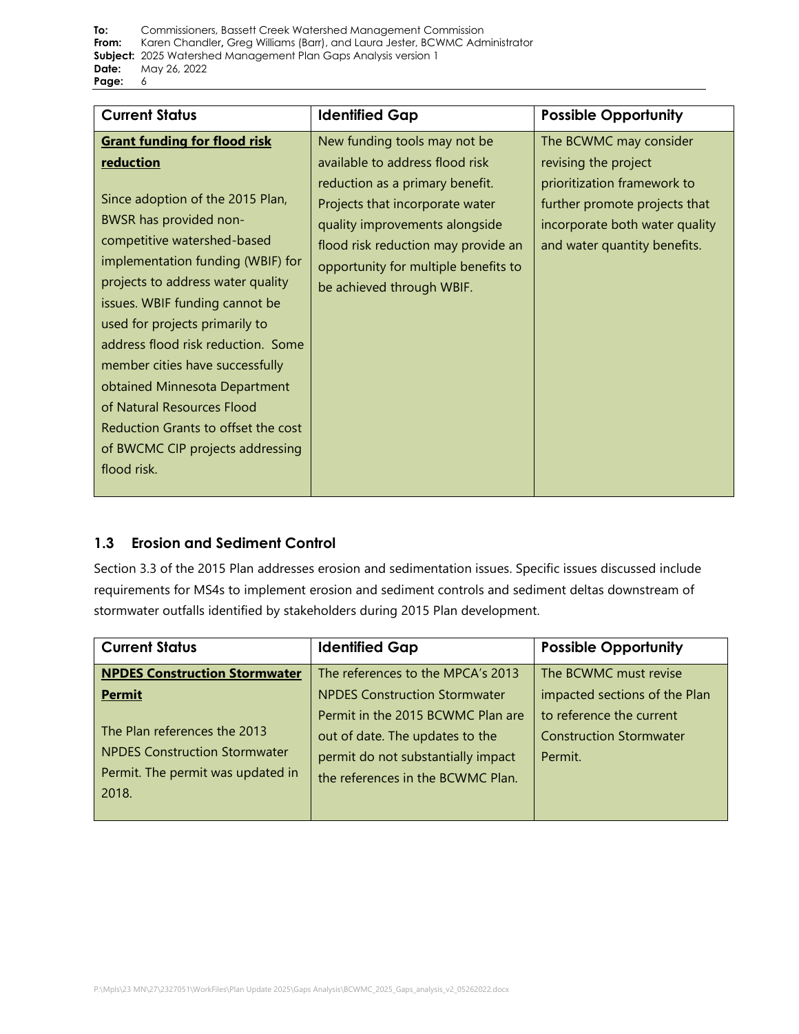| Current Status | Identified Gap | Possible Opportunity |
|---|---|---|
| **Grant funding for flood risk reduction**<br><br>Since adoption of the 2015 Plan, BWSR has provided non-competitive watershed-based implementation funding (WBIF) for projects to address water quality issues. WBIF funding cannot be used for projects primarily to address flood risk reduction. Some member cities have successfully obtained Minnesota Department of Natural Resources Flood Reduction Grants to offset the cost of BWCMC CIP projects addressing flood risk. | New funding tools may not be available to address flood risk reduction as a primary benefit. Projects that incorporate water quality improvements alongside flood risk reduction may provide an opportunity for multiple benefits to be achieved through WBIF. | The BCWMC may consider revising the project prioritization framework to further promote projects that incorporate both water quality and water quantity benefits. |

## 1.3 Erosion and Sediment Control

Section 3.3 of the 2015 Plan addresses erosion and sedimentation issues. Specific issues discussed include requirements for MS4s to implement erosion and sediment controls and sediment deltas downstream of stormwater outfalls identified by stakeholders during 2015 Plan development.

| Current Status | Identified Gap | Possible Opportunity |
|---|---|---|
| **NPDES Construction Stormwater Permit**<br><br>The Plan references the 2013 NPDES Construction Stormwater Permit. The permit was updated in 2018. | The references to the MPCA's 2013 NPDES Construction Stormwater Permit in the 2015 BCWMC Plan are out of date. The updates to the permit do not substantially impact the references in the BCWMC Plan. | The BCWMC must revise impacted sections of the Plan to reference the current Construction Stormwater Permit. |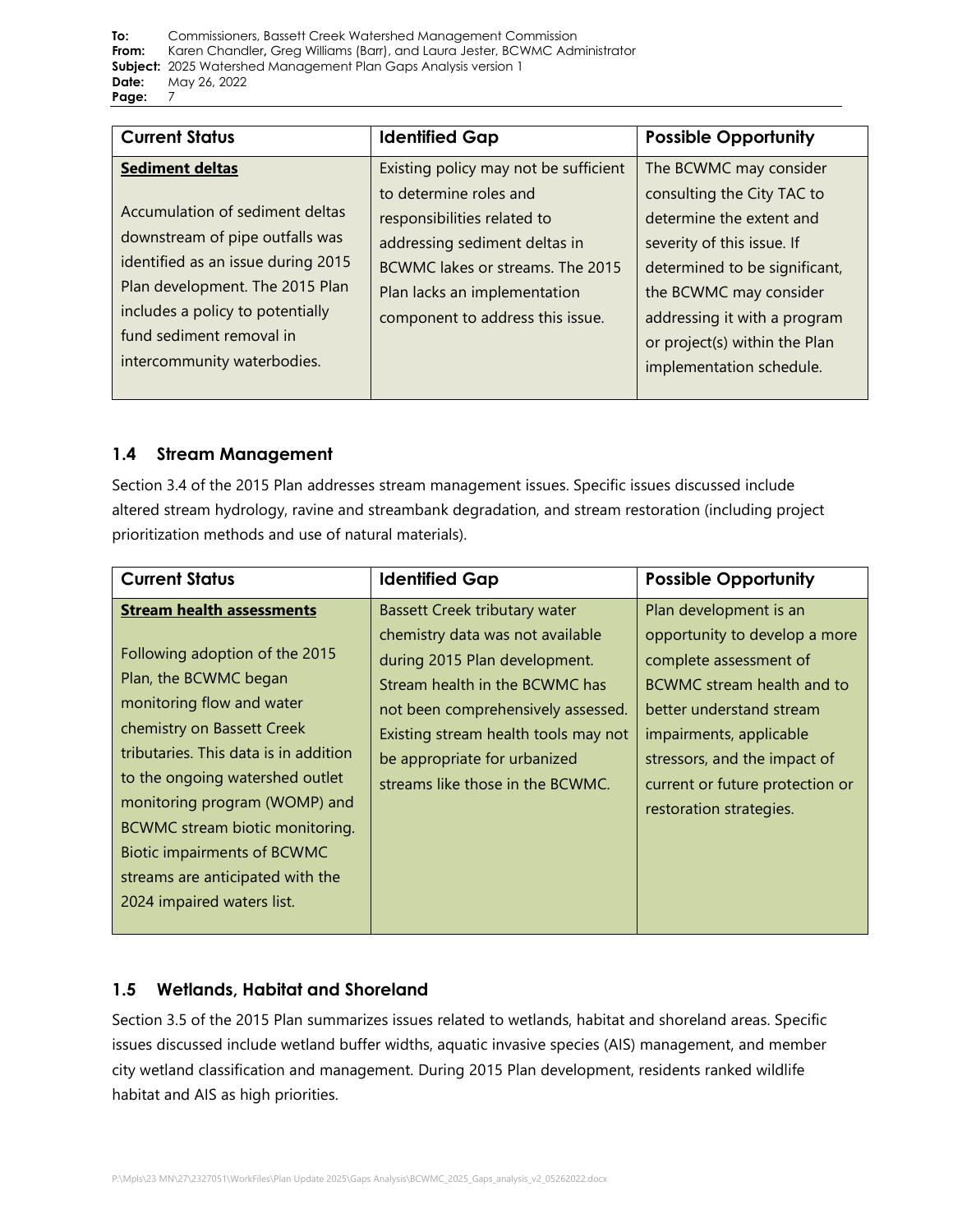| Current Status | Identified Gap | Possible Opportunity |
|---|---|---|
| **Sediment deltas**<br><br>Accumulation of sediment deltas downstream of pipe outfalls was identified as an issue during 2015 Plan development. The 2015 Plan includes a policy to potentially fund sediment removal in intercommunity waterbodies. | Existing policy may not be sufficient to determine roles and responsibilities related to addressing sediment deltas in BCWMC lakes or streams. The 2015 Plan lacks an implementation component to address this issue. | The BCWMC may consider consulting the City TAC to determine the extent and severity of this issue. If determined to be significant, the BCWMC may consider addressing it with a program or project(s) within the Plan implementation schedule. |

## 1.4 Stream Management

Section 3.4 of the 2015 Plan addresses stream management issues. Specific issues discussed include altered stream hydrology, ravine and streambank degradation, and stream restoration (including project prioritization methods and use of natural materials).

| Current Status | Identified Gap | Possible Opportunity |
|---|---|---|
| **Stream health assessments**<br><br>Following adoption of the 2015 Plan, the BCWMC began monitoring flow and water chemistry on Bassett Creek tributaries. This data is in addition to the ongoing watershed outlet monitoring program (WOMP) and BCWMC stream biotic monitoring. Biotic impairments of BCWMC streams are anticipated with the 2024 impaired waters list. | Bassett Creek tributary water chemistry data was not available during 2015 Plan development. Stream health in the BCWMC has not been comprehensively assessed. Existing stream health tools may not be appropriate for urbanized streams like those in the BCWMC. | Plan development is an opportunity to develop a more complete assessment of BCWMC stream health and to better understand stream impairments, applicable stressors, and the impact of current or future protection or restoration strategies. |

## 1.5 Wetlands, Habitat and Shoreland

Section 3.5 of the 2015 Plan summarizes issues related to wetlands, habitat and shoreland areas. Specific issues discussed include wetland buffer widths, aquatic invasive species (AIS) management, and member city wetland classification and management. During 2015 Plan development, residents ranked wildlife habitat and AIS as high priorities.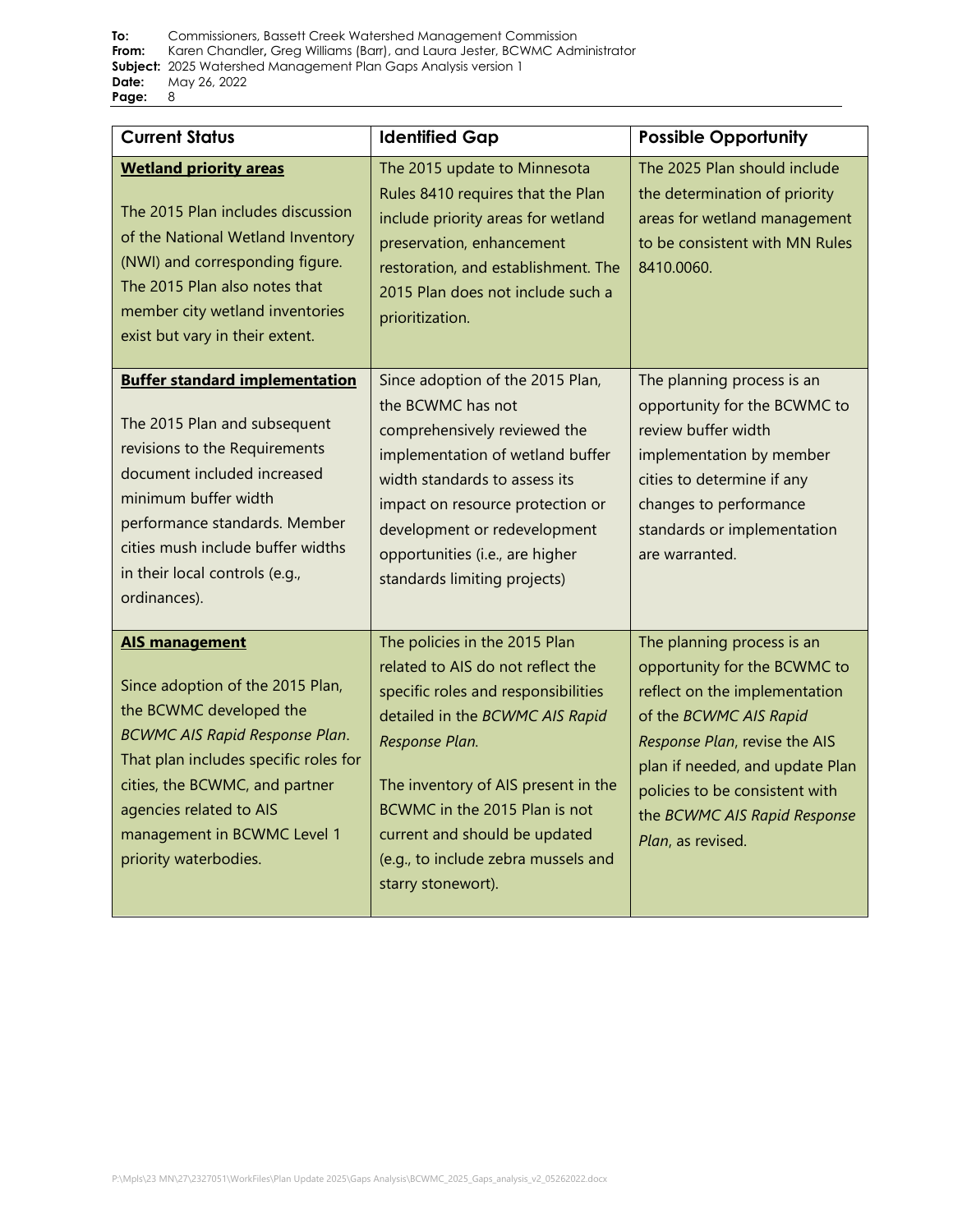| Current Status | Identified Gap | Possible Opportunity |
|---|---|---|
| **Wetland priority areas**<br><br>The 2015 Plan includes discussion of the National Wetland Inventory (NWI) and corresponding figure. The 2015 Plan also notes that member city wetland inventories exist but vary in their extent. | The 2015 update to Minnesota Rules 8410 requires that the Plan include priority areas for wetland preservation, enhancement restoration, and establishment. The 2015 Plan does not include such a prioritization. | The 2025 Plan should include the determination of priority areas for wetland management to be consistent with MN Rules 8410.0060. |
| **Buffer standard implementation**<br><br>The 2015 Plan and subsequent revisions to the Requirements document included increased minimum buffer width performance standards. Member cities mush include buffer widths in their local controls (e.g., ordinances). | Since adoption of the 2015 Plan, the BCWMC has not comprehensively reviewed the implementation of wetland buffer width standards to assess its impact on resource protection or development or redevelopment opportunities (i.e., are higher standards limiting projects) | The planning process is an opportunity for the BCWMC to review buffer width implementation by member cities to determine if any changes to performance standards or implementation are warranted. |
| **AIS management**<br><br>Since adoption of the 2015 Plan, the BCWMC developed the *BCWMC AIS Rapid Response Plan*. That plan includes specific roles for cities, the BCWMC, and partner agencies related to AIS management in BCWMC Level 1 priority waterbodies. | The policies in the 2015 Plan related to AIS do not reflect the specific roles and responsibilities detailed in the *BCWMC AIS Rapid Response Plan.*<br><br>The inventory of AIS present in the BCWMC in the 2015 Plan is not current and should be updated (e.g., to include zebra mussels and starry stonewort). | The planning process is an opportunity for the BCWMC to reflect on the implementation of the *BCWMC AIS Rapid Response Plan*, revise the AIS plan if needed, and update Plan policies to be consistent with the *BCWMC AIS Rapid Response Plan*, as revised. |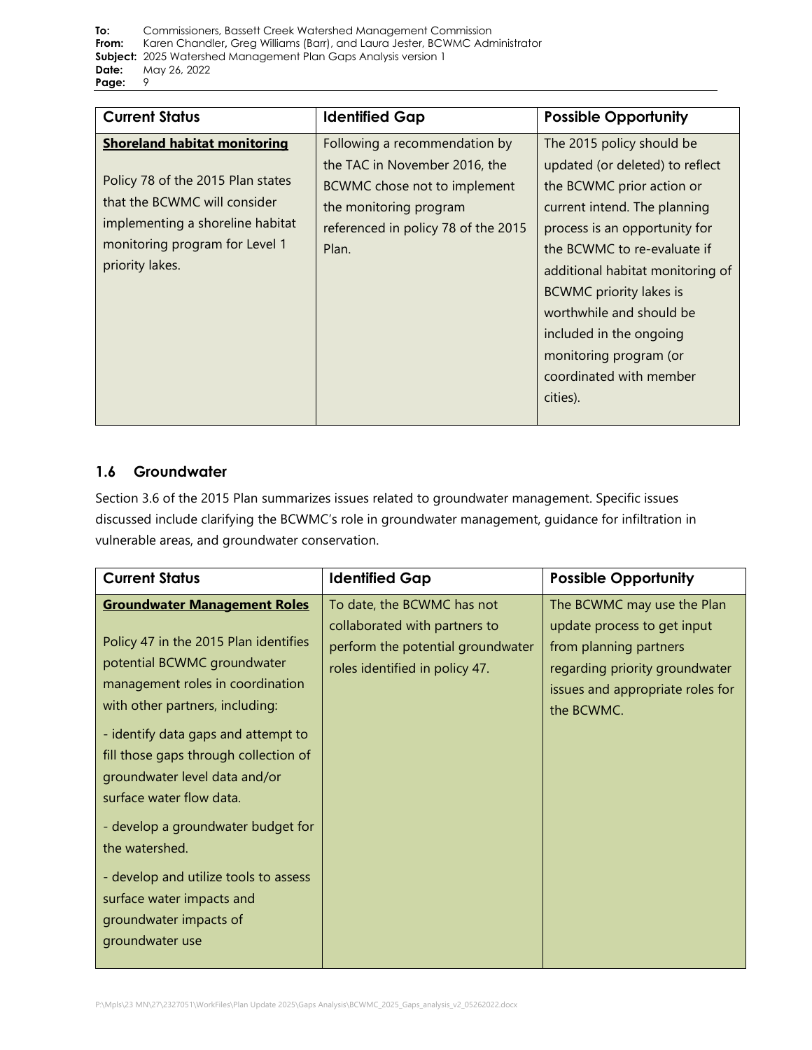| Current Status | Identified Gap | Possible Opportunity |
|---|---|---|
| **Shoreland habitat monitoring**<br><br>Policy 78 of the 2015 Plan states that the BCWMC will consider implementing a shoreline habitat monitoring program for Level 1 priority lakes. | Following a recommendation by the TAC in November 2016, the BCWMC chose not to implement the monitoring program referenced in policy 78 of the 2015 Plan. | The 2015 policy should be updated (or deleted) to reflect the BCWMC prior action or current intend. The planning process is an opportunity for the BCWMC to re-evaluate if additional habitat monitoring of BCWMC priority lakes is worthwhile and should be included in the ongoing monitoring program (or coordinated with member cities). |

## 1.6 Groundwater

Section 3.6 of the 2015 Plan summarizes issues related to groundwater management. Specific issues discussed include clarifying the BCWMC's role in groundwater management, guidance for infiltration in vulnerable areas, and groundwater conservation.

| Current Status | Identified Gap | Possible Opportunity |
|---|---|---|
| **Groundwater Management Roles**<br><br>Policy 47 in the 2015 Plan identifies potential BCWMC groundwater management roles in coordination with other partners, including:<br><br>- identify data gaps and attempt to fill those gaps through collection of groundwater level data and/or surface water flow data.<br><br>- develop a groundwater budget for the watershed.<br><br>- develop and utilize tools to assess surface water impacts and groundwater impacts of groundwater use | To date, the BCWMC has not collaborated with partners to perform the potential groundwater roles identified in policy 47. | The BCWMC may use the Plan update process to get input from planning partners regarding priority groundwater issues and appropriate roles for the BCWMC. |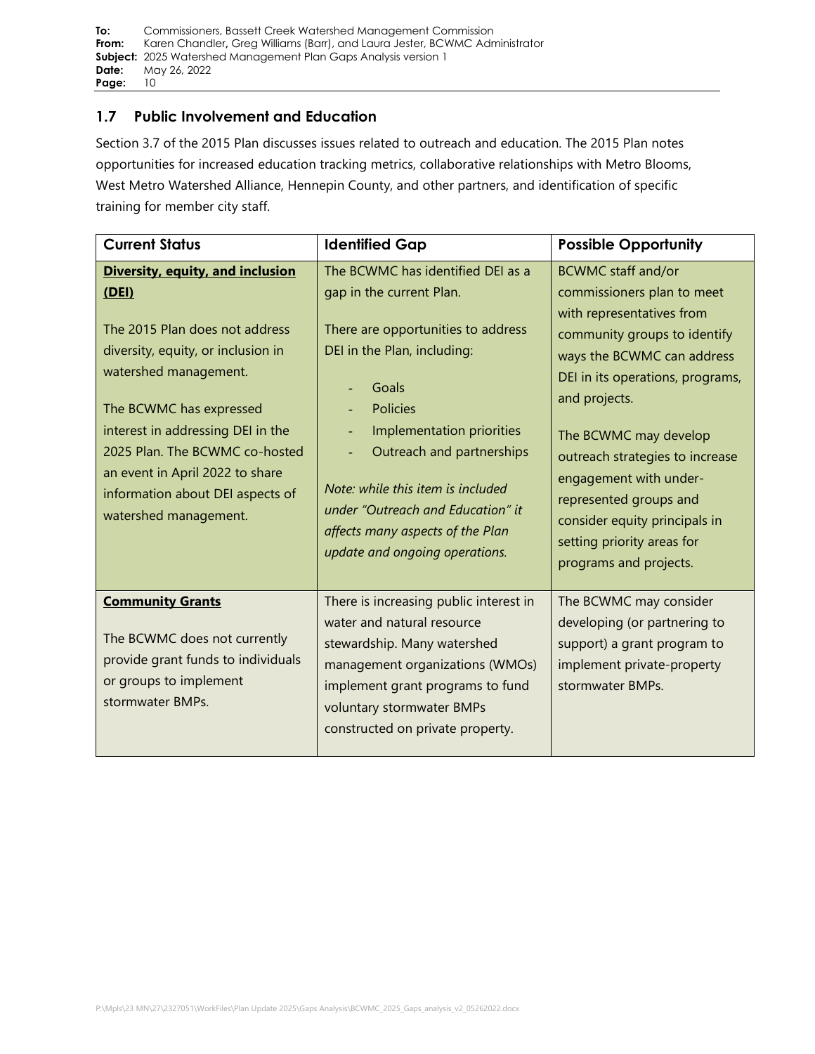## 1.7 Public Involvement and Education

Section 3.7 of the 2015 Plan discusses issues related to outreach and education. The 2015 Plan notes opportunities for increased education tracking metrics, collaborative relationships with Metro Blooms, West Metro Watershed Alliance, Hennepin County, and other partners, and identification of specific training for member city staff.

| Current Status | Identified Gap | Possible Opportunity |
|---|---|---|
| **Diversity, equity, and inclusion (DEI)**<br><br>The 2015 Plan does not address diversity, equity, or inclusion in watershed management.<br><br>The BCWMC has expressed interest in addressing DEI in the 2025 Plan. The BCWMC co-hosted an event in April 2022 to share information about DEI aspects of watershed management. | The BCWMC has identified DEI as a gap in the current Plan.<br><br>There are opportunities to address DEI in the Plan, including:<br>- Goals<br>- Policies<br>- Implementation priorities<br>- Outreach and partnerships<br><br>*Note: while this item is included under "Outreach and Education" it affects many aspects of the Plan update and ongoing operations.* | BCWMC staff and/or commissioners plan to meet with representatives from community groups to identify ways the BCWMC can address DEI in its operations, programs, and projects.<br><br>The BCWMC may develop outreach strategies to increase engagement with under-represented groups and consider equity principals in setting priority areas for programs and projects. |
| **Community Grants**<br><br>The BCWMC does not currently provide grant funds to individuals or groups to implement stormwater BMPs. | There is increasing public interest in water and natural resource stewardship. Many watershed management organizations (WMOs) implement grant programs to fund voluntary stormwater BMPs constructed on private property. | The BCWMC may consider developing (or partnering to support) a grant program to implement private-property stormwater BMPs. |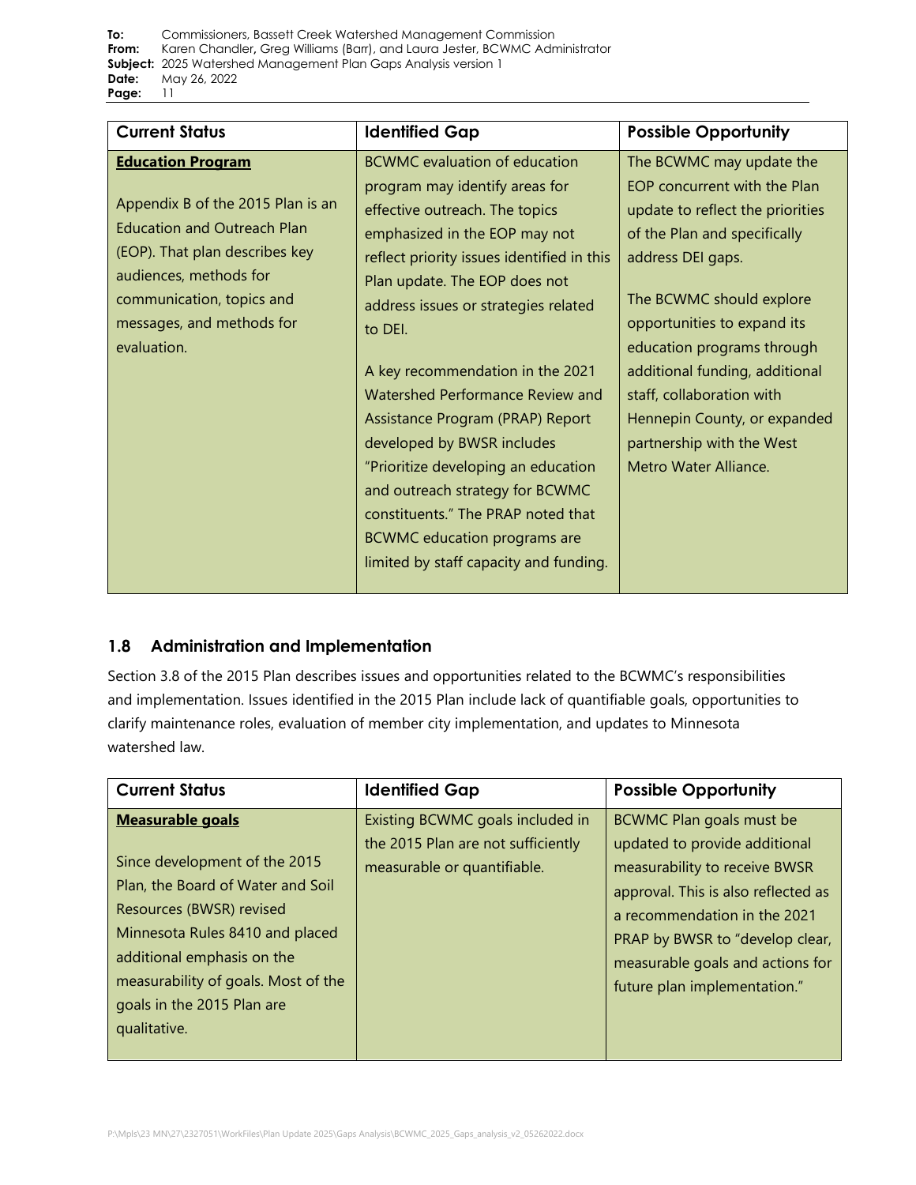| Current Status | Identified Gap | Possible Opportunity |
|---|---|---|
| **Education Program**<br><br>Appendix B of the 2015 Plan is an Education and Outreach Plan (EOP). That plan describes key audiences, methods for communication, topics and messages, and methods for evaluation. | BCWMC evaluation of education program may identify areas for effective outreach. The topics emphasized in the EOP may not reflect priority issues identified in this Plan update. The EOP does not address issues or strategies related to DEI.<br><br>A key recommendation in the 2021 Watershed Performance Review and Assistance Program (PRAP) Report developed by BWSR includes "Prioritize developing an education and outreach strategy for BCWMC constituents." The PRAP noted that BCWMC education programs are limited by staff capacity and funding. | The BCWMC may update the EOP concurrent with the Plan update to reflect the priorities of the Plan and specifically address DEI gaps.<br><br>The BCWMC should explore opportunities to expand its education programs through additional funding, additional staff, collaboration with Hennepin County, or expanded partnership with the West Metro Water Alliance. |

## 1.8 Administration and Implementation

Section 3.8 of the 2015 Plan describes issues and opportunities related to the BCWMC's responsibilities and implementation. Issues identified in the 2015 Plan include lack of quantifiable goals, opportunities to clarify maintenance roles, evaluation of member city implementation, and updates to Minnesota watershed law.

| Current Status | Identified Gap | Possible Opportunity |
|---|---|---|
| **Measurable goals**<br><br>Since development of the 2015 Plan, the Board of Water and Soil Resources (BWSR) revised Minnesota Rules 8410 and placed additional emphasis on the measurability of goals. Most of the goals in the 2015 Plan are qualitative. | Existing BCWMC goals included in the 2015 Plan are not sufficiently measurable or quantifiable. | BCWMC Plan goals must be updated to provide additional measurability to receive BWSR approval. This is also reflected as a recommendation in the 2021 PRAP by BWSR to "develop clear, measurable goals and actions for future plan implementation." |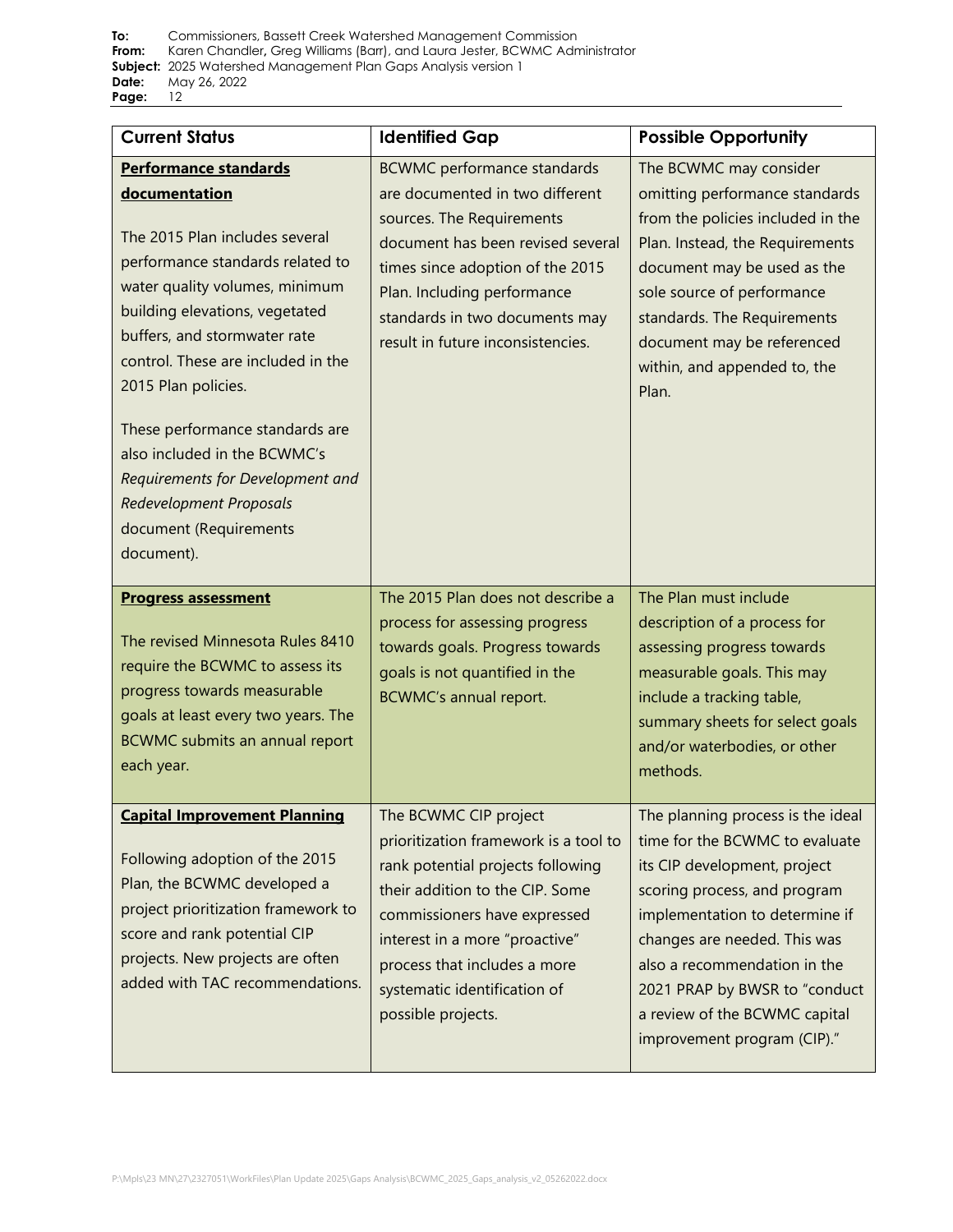| Current Status | Identified Gap | Possible Opportunity |
|---|---|---|
| **Performance standards documentation**<br><br>The 2015 Plan includes several performance standards related to water quality volumes, minimum building elevations, vegetated buffers, and stormwater rate control. These are included in the 2015 Plan policies.<br><br>These performance standards are also included in the BCWMC's *Requirements for Development and Redevelopment Proposals* document (Requirements document). | BCWMC performance standards are documented in two different sources. The Requirements document has been revised several times since adoption of the 2015 Plan. Including performance standards in two documents may result in future inconsistencies. | The BCWMC may consider omitting performance standards from the policies included in the Plan. Instead, the Requirements document may be used as the sole source of performance standards. The Requirements document may be referenced within, and appended to, the Plan. |
| **Progress assessment**<br><br>The revised Minnesota Rules 8410 require the BCWMC to assess its progress towards measurable goals at least every two years. The BCWMC submits an annual report each year. | The 2015 Plan does not describe a process for assessing progress towards goals. Progress towards goals is not quantified in the BCWMC's annual report. | The Plan must include description of a process for assessing progress towards measurable goals. This may include a tracking table, summary sheets for select goals and/or waterbodies, or other methods. |
| **Capital Improvement Planning**<br><br>Following adoption of the 2015 Plan, the BCWMC developed a project prioritization framework to score and rank potential CIP projects. New projects are often added with TAC recommendations. | The BCWMC CIP project prioritization framework is a tool to rank potential projects following their addition to the CIP. Some commissioners have expressed interest in a more "proactive" process that includes a more systematic identification of possible projects. | The planning process is the ideal time for the BCWMC to evaluate its CIP development, project scoring process, and program implementation to determine if changes are needed. This was also a recommendation in the 2021 PRAP by BWSR to "conduct a review of the BCWMC capital improvement program (CIP)." |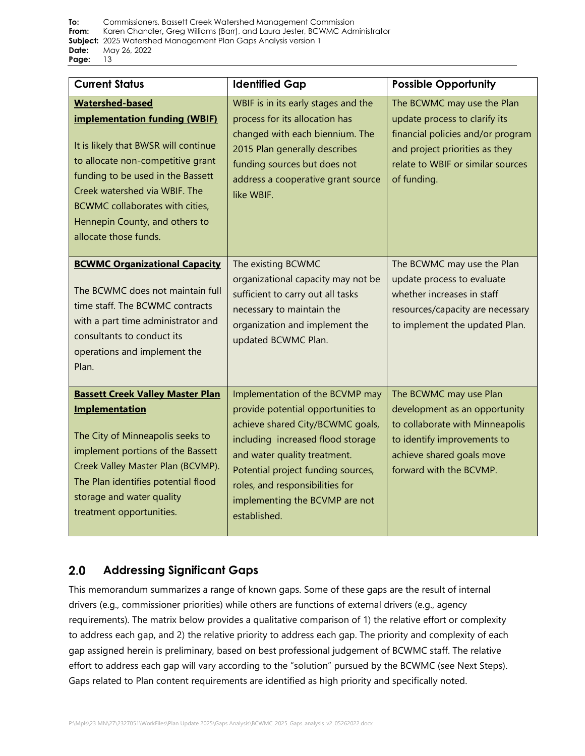| Current Status | Identified Gap | Possible Opportunity |
|---|---|---|
| **Watershed-based implementation funding (WBIF)**<br><br>It is likely that BWSR will continue to allocate non-competitive grant funding to be used in the Bassett Creek watershed via WBIF. The BCWMC collaborates with cities, Hennepin County, and others to allocate those funds. | WBIF is in its early stages and the process for its allocation has changed with each biennium. The 2015 Plan generally describes funding sources but does not address a cooperative grant source like WBIF. | The BCWMC may use the Plan update process to clarify its financial policies and/or program and project priorities as they relate to WBIF or similar sources of funding. |
| **BCWMC Organizational Capacity**<br><br>The BCWMC does not maintain full time staff. The BCWMC contracts with a part time administrator and consultants to conduct its operations and implement the Plan. | The existing BCWMC organizational capacity may not be sufficient to carry out all tasks necessary to maintain the organization and implement the updated BCWMC Plan. | The BCWMC may use the Plan update process to evaluate whether increases in staff resources/capacity are necessary to implement the updated Plan. |
| **Bassett Creek Valley Master Plan Implementation**<br><br>The City of Minneapolis seeks to implement portions of the Bassett Creek Valley Master Plan (BCVMP). The Plan identifies potential flood storage and water quality treatment opportunities. | Implementation of the BCVMP may provide potential opportunities to achieve shared City/BCWMC goals, including increased flood storage and water quality treatment. Potential project funding sources, roles, and responsibilities for implementing the BCVMP are not established. | The BCWMC may use Plan development as an opportunity to collaborate with Minneapolis to identify improvements to achieve shared goals move forward with the BCVMP. |

## 2.0 Addressing Significant Gaps

This memorandum summarizes a range of known gaps. Some of these gaps are the result of internal drivers (e.g., commissioner priorities) while others are functions of external drivers (e.g., agency requirements). The matrix below provides a qualitative comparison of 1) the relative effort or complexity to address each gap, and 2) the relative priority to address each gap. The priority and complexity of each gap assigned herein is preliminary, based on best professional judgement of BCWMC staff. The relative effort to address each gap will vary according to the "solution" pursued by the BCWMC (see Next Steps). Gaps related to Plan content requirements are identified as high priority and specifically noted.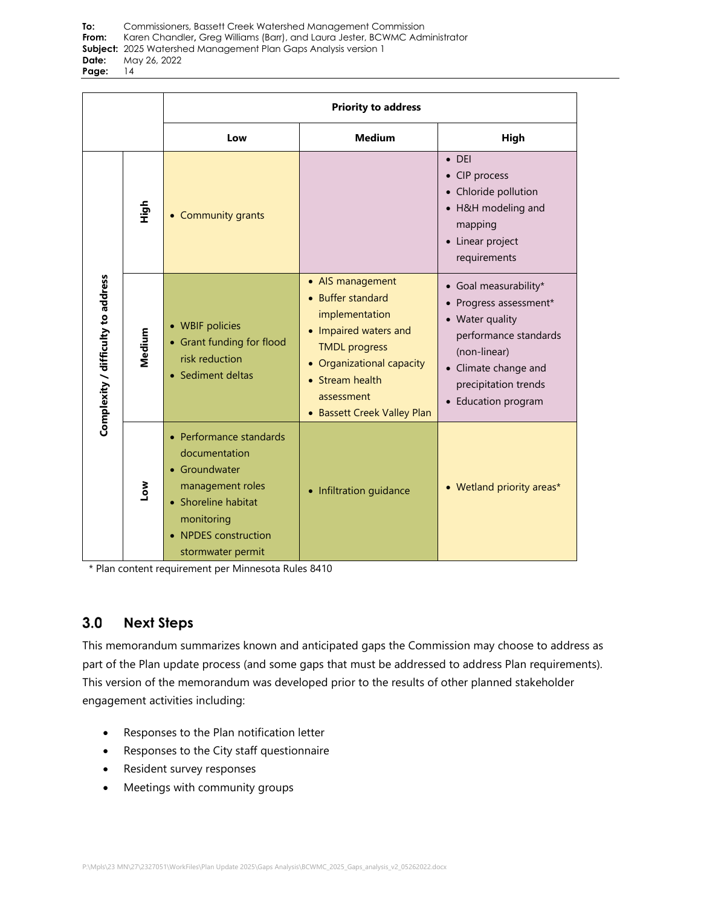| | | Priority to address | | |
|---|---|---|---|---|
| | | **Low** | **Medium** | **High** |
| **Complexity / difficulty to address** | **High** | • Community grants | | • DEI<br>• CIP process<br>• Chloride pollution<br>• H&H modeling and mapping<br>• Linear project requirements |
| | **Medium** | • WBIF policies<br>• Grant funding for flood risk reduction<br>• Sediment deltas | • AIS management<br>• Buffer standard implementation<br>• Impaired waters and TMDL progress<br>• Organizational capacity<br>• Stream health assessment<br>• Bassett Creek Valley Plan | • Goal measurability*<br>• Progress assessment*<br>• Water quality performance standards (non-linear)<br>• Climate change and precipitation trends<br>• Education program |
| | **Low** | • Performance standards documentation<br>• Groundwater management roles<br>• Shoreline habitat monitoring<br>• NPDES construction stormwater permit | • Infiltration guidance | • Wetland priority areas* |

\* Plan content requirement per Minnesota Rules 8410

## 3.0 Next Steps

This memorandum summarizes known and anticipated gaps the Commission may choose to address as part of the Plan update process (and some gaps that must be addressed to address Plan requirements). This version of the memorandum was developed prior to the results of other planned stakeholder engagement activities including:

- Responses to the Plan notification letter
- Responses to the City staff questionnaire
- Resident survey responses
- Meetings with community groups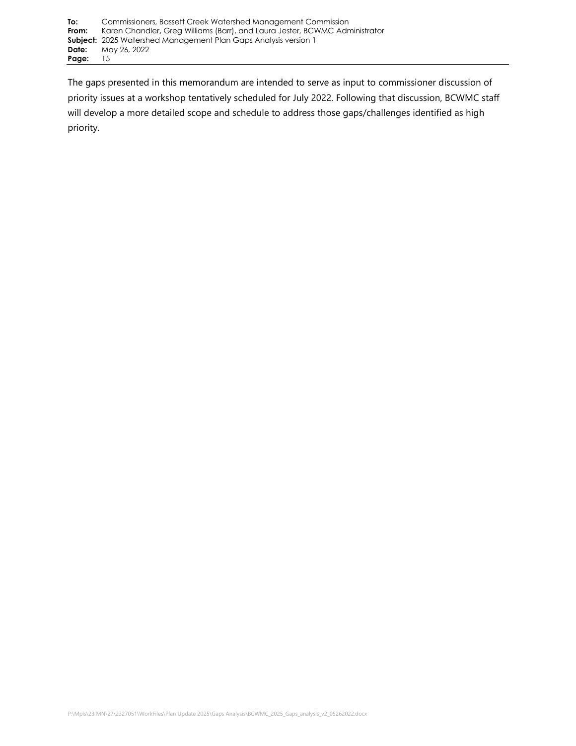The gaps presented in this memorandum are intended to serve as input to commissioner discussion of priority issues at a workshop tentatively scheduled for July 2022. Following that discussion, BCWMC staff will develop a more detailed scope and schedule to address those gaps/challenges identified as high priority.